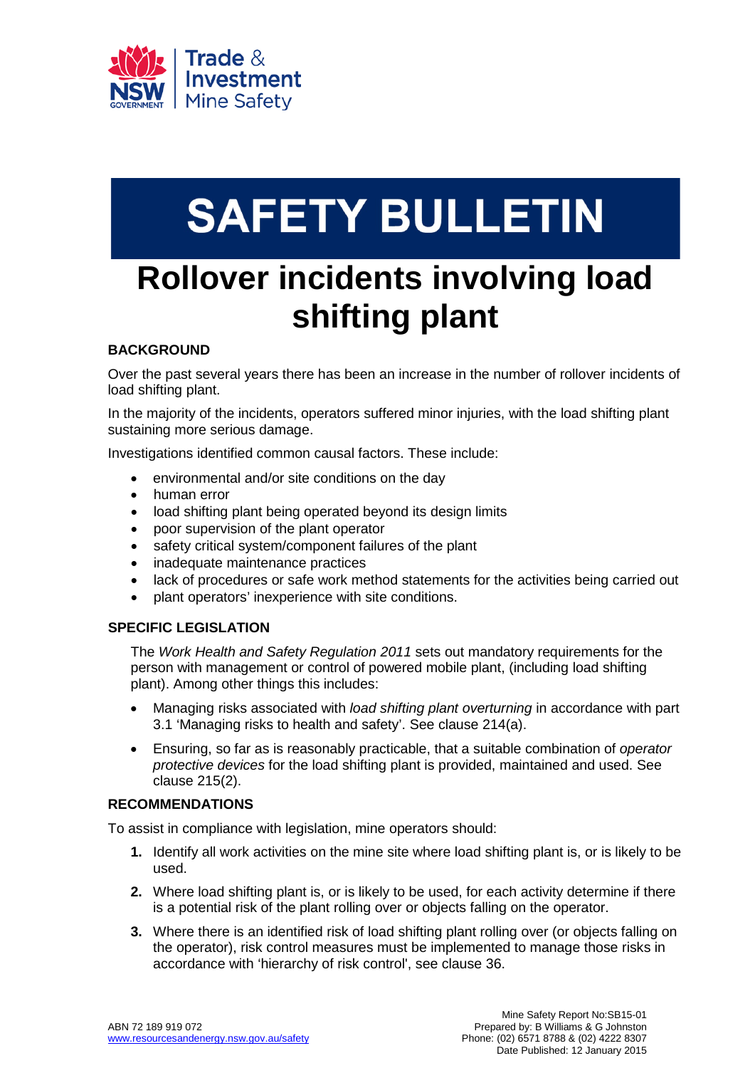Trade & Investment
Mine Safety

# SAFETY BULLETIN

# Rollover incidents involving load shifting plant

## BACKGROUND

Over the past several years there has been an increase in the number of rollover incidents of load shifting plant.

In the majority of the incidents, operators suffered minor injuries, with the load shifting plant sustaining more serious damage.

Investigations identified common causal factors. These include:

- environmental and/or site conditions on the day
- human error
- load shifting plant being operated beyond its design limits
- poor supervision of the plant operator
- safety critical system/component failures of the plant
- inadequate maintenance practices
- lack of procedures or safe work method statements for the activities being carried out
- plant operators' inexperience with site conditions.

## SPECIFIC LEGISLATION

The *Work Health and Safety Regulation 2011* sets out mandatory requirements for the person with management or control of powered mobile plant, (including load shifting plant). Among other things this includes:

- Managing risks associated with *load shifting plant overturning* in accordance with part 3.1 'Managing risks to health and safety'. See clause 214(a).
- Ensuring, so far as is reasonably practicable, that a suitable combination of *operator protective devices* for the load shifting plant is provided, maintained and used. See clause 215(2).

## RECOMMENDATIONS

To assist in compliance with legislation, mine operators should:

1. Identify all work activities on the mine site where load shifting plant is, or is likely to be used.
2. Where load shifting plant is, or is likely to be used, for each activity determine if there is a potential risk of the plant rolling over or objects falling on the operator.
3. Where there is an identified risk of load shifting plant rolling over (or objects falling on the operator), risk control measures must be implemented to manage those risks in accordance with 'hierarchy of risk control', see clause 36.

ABN 72 189 919 072
www.resourcesandenergy.nsw.gov.au/safety

Mine Safety Report No:SB15-01
Prepared by: B Williams & G Johnston
Phone: (02) 6571 8788 & (02) 4222 8307
Date Published: 12 January 2015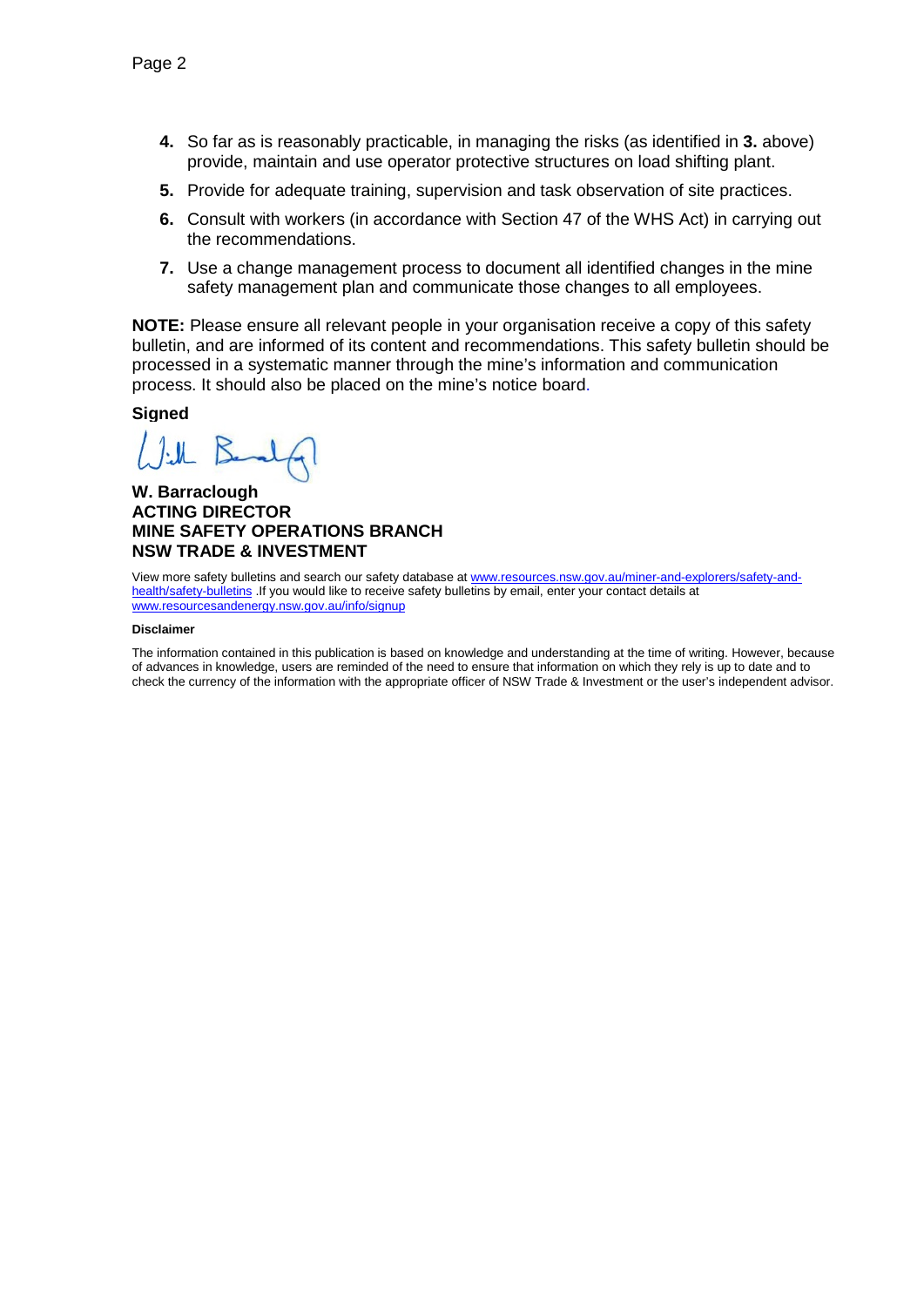4. So far as is reasonably practicable, in managing the risks (as identified in **3.** above) provide, maintain and use operator protective structures on load shifting plant.
5. Provide for adequate training, supervision and task observation of site practices.
6. Consult with workers (in accordance with Section 47 of the WHS Act) in carrying out the recommendations.
7. Use a change management process to document all identified changes in the mine safety management plan and communicate those changes to all employees.

**NOTE:** Please ensure all relevant people in your organisation receive a copy of this safety bulletin, and are informed of its content and recommendations. This safety bulletin should be processed in a systematic manner through the mine's information and communication process. It should also be placed on the mine's notice board.

**Signed**

**W. Barraclough**
**ACTING DIRECTOR**
**MINE SAFETY OPERATIONS BRANCH**
**NSW TRADE & INVESTMENT**

View more safety bulletins and search our safety database at [www.resources.nsw.gov.au/miner-and-explorers/safety-and-health/safety-bulletins](www.resources.nsw.gov.au/miner-and-explorers/safety-and-health/safety-bulletins) .If you would like to receive safety bulletins by email, enter your contact details at [www.resourcesandenergy.nsw.gov.au/info/signup](www.resourcesandenergy.nsw.gov.au/info/signup)

**Disclaimer**

The information contained in this publication is based on knowledge and understanding at the time of writing. However, because of advances in knowledge, users are reminded of the need to ensure that information on which they rely is up to date and to check the currency of the information with the appropriate officer of NSW Trade & Investment or the user's independent advisor.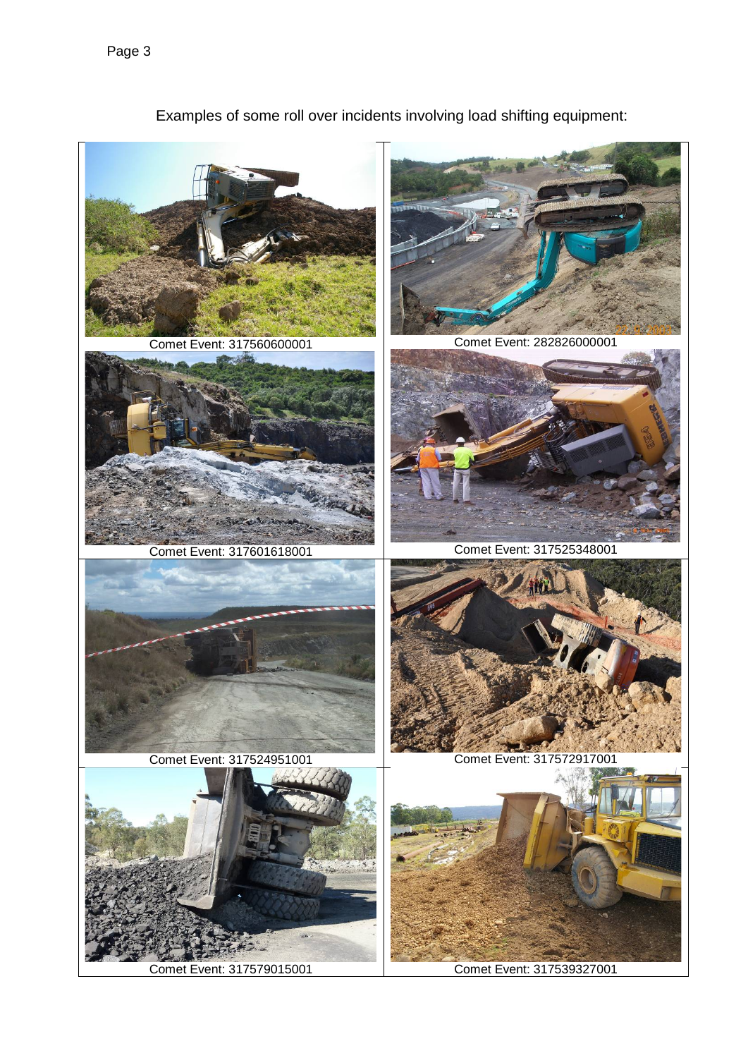Examples of some roll over incidents involving load shifting equipment:

Comet Event: 317560600001

Comet Event: 282826000001

Comet Event: 317601618001

Comet Event: 317525348001

Comet Event: 317524951001

Comet Event: 317572917001

Comet Event: 317579015001

Comet Event: 317539327001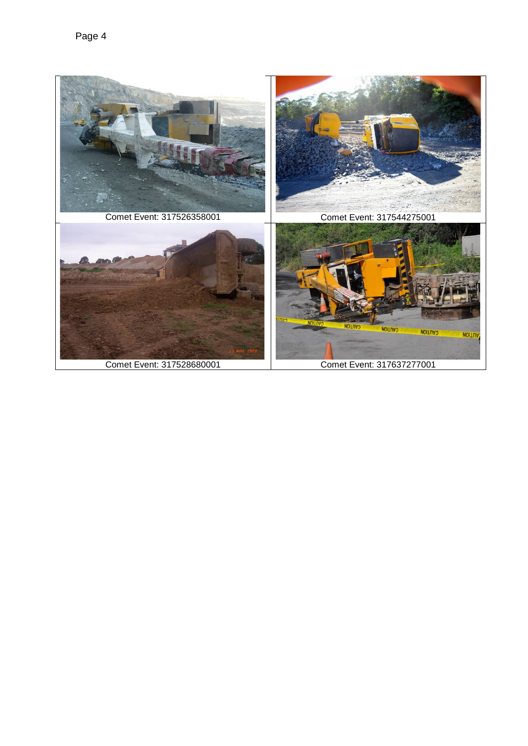| | |
|---|---|
| Comet Event: 317526358001 | Comet Event: 317544275001 |
| Comet Event: 317528680001 | Comet Event: 317637277001 |